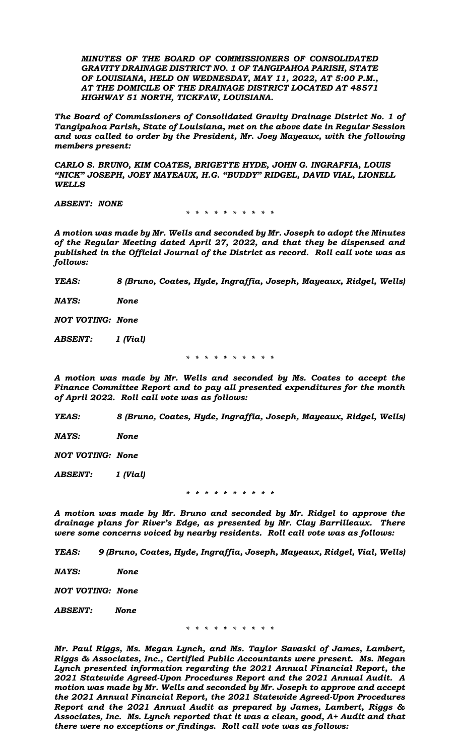***MINUTES OF THE BOARD OF COMMISSIONERS OF CONSOLIDATED GRAVITY DRAINAGE DISTRICT NO. 1 OF TANGIPAHOA PARISH, STATE OF LOUISIANA, HELD ON WEDNESDAY, MAY 11, 2022, AT 5:00 P.M., AT THE DOMICILE OF THE DRAINAGE DISTRICT LOCATED AT 48571 HIGHWAY 51 NORTH, TICKFAW, LOUISIANA.***

***The Board of Commissioners of Consolidated Gravity Drainage District No. 1 of Tangipahoa Parish, State of Louisiana, met on the above date in Regular Session and was called to order by the President, Mr. Joey Mayeaux, with the following members present:***

***CARLO S. BRUNO, KIM COATES, BRIGETTE HYDE, JOHN G. INGRAFFIA, LOUIS "NICK" JOSEPH, JOEY MAYEAUX, H.G. "BUDDY" RIDGEL, DAVID VIAL, LIONELL WELLS***

***ABSENT: NONE***

\* \* \* \* \* \* \* \* \* \* \*

***A motion was made by Mr. Wells and seconded by Mr. Joseph to adopt the Minutes of the Regular Meeting dated April 27, 2022, and that they be dispensed and published in the Official Journal of the District as record. Roll call vote was as follows:***

***YEAS:*** ***8 (Bruno, Coates, Hyde, Ingraffia, Joseph, Mayeaux, Ridgel, Wells)***

***NAYS:*** ***None***

***NOT VOTING:*** ***None***

***ABSENT:*** ***1 (Vial)***

\* \* \* \* \* \* \* \* \* \* \*

***A motion was made by Mr. Wells and seconded by Ms. Coates to accept the Finance Committee Report and to pay all presented expenditures for the month of April 2022. Roll call vote was as follows:***

***YEAS:*** ***8 (Bruno, Coates, Hyde, Ingraffia, Joseph, Mayeaux, Ridgel, Wells)***

***NAYS:*** ***None***

***NOT VOTING:*** ***None***

***ABSENT:*** ***1 (Vial)***

\* \* \* \* \* \* \* \* \* \* \*

***A motion was made by Mr. Bruno and seconded by Mr. Ridgel to approve the drainage plans for River's Edge, as presented by Mr. Clay Barrilleaux. There were some concerns voiced by nearby residents. Roll call vote was as follows:***

***YEAS:*** ***9 (Bruno, Coates, Hyde, Ingraffia, Joseph, Mayeaux, Ridgel, Vial, Wells)***

***NAYS:*** ***None***

***NOT VOTING:*** ***None***

***ABSENT:*** ***None***

\* \* \* \* \* \* \* \* \* \* \*

***Mr. Paul Riggs, Ms. Megan Lynch, and Ms. Taylor Savaski of James, Lambert, Riggs & Associates, Inc., Certified Public Accountants were present. Ms. Megan Lynch presented information regarding the 2021 Annual Financial Report, the 2021 Statewide Agreed-Upon Procedures Report and the 2021 Annual Audit. A motion was made by Mr. Wells and seconded by Mr. Joseph to approve and accept the 2021 Annual Financial Report, the 2021 Statewide Agreed-Upon Procedures Report and the 2021 Annual Audit as prepared by James, Lambert, Riggs & Associates, Inc. Ms. Lynch reported that it was a clean, good, A+ Audit and that there were no exceptions or findings. Roll call vote was as follows:***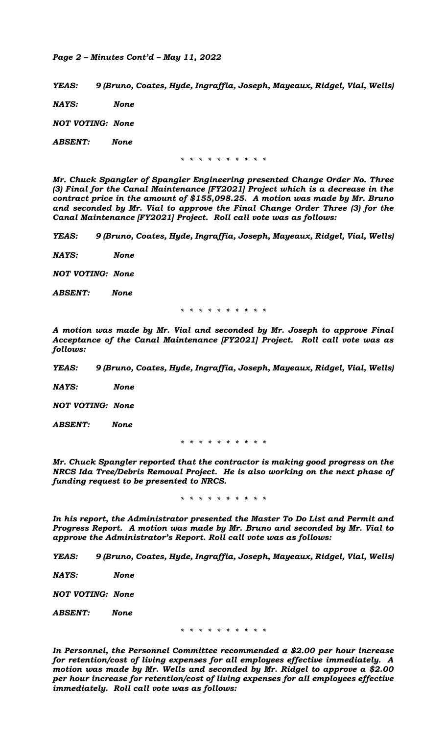*YEAS: 9 (Bruno, Coates, Hyde, Ingraffia, Joseph, Mayeaux, Ridgel, Vial, Wells)*

*NAYS: None*

*NOT VOTING: None*

*ABSENT: None*

* * * * * * * * * * *

*Mr. Chuck Spangler of Spangler Engineering presented Change Order No. Three (3) Final for the Canal Maintenance [FY2021] Project which is a decrease in the contract price in the amount of $155,098.25. A motion was made by Mr. Bruno and seconded by Mr. Vial to approve the Final Change Order Three (3) for the Canal Maintenance [FY2021] Project. Roll call vote was as follows:*

*YEAS: 9 (Bruno, Coates, Hyde, Ingraffia, Joseph, Mayeaux, Ridgel, Vial, Wells)*

*NAYS: None*

*NOT VOTING: None*

*ABSENT: None*

* * * * * * * * * * *

*A motion was made by Mr. Vial and seconded by Mr. Joseph to approve Final Acceptance of the Canal Maintenance [FY2021] Project. Roll call vote was as follows:*

*YEAS: 9 (Bruno, Coates, Hyde, Ingraffia, Joseph, Mayeaux, Ridgel, Vial, Wells)*

*NAYS: None*

*NOT VOTING: None*

*ABSENT: None*

* * * * * * * * * * *

*Mr. Chuck Spangler reported that the contractor is making good progress on the NRCS Ida Tree/Debris Removal Project. He is also working on the next phase of funding request to be presented to NRCS.*

* * * * * * * * * * *

*In his report, the Administrator presented the Master To Do List and Permit and Progress Report. A motion was made by Mr. Bruno and seconded by Mr. Vial to approve the Administrator's Report. Roll call vote was as follows:*

*YEAS: 9 (Bruno, Coates, Hyde, Ingraffia, Joseph, Mayeaux, Ridgel, Vial, Wells)*

*NAYS: None*

*NOT VOTING: None*

*ABSENT: None*

* * * * * * * * * * *

*In Personnel, the Personnel Committee recommended a $2.00 per hour increase for retention/cost of living expenses for all employees effective immediately. A motion was made by Mr. Wells and seconded by Mr. Ridgel to approve a $2.00 per hour increase for retention/cost of living expenses for all employees effective immediately. Roll call vote was as follows:*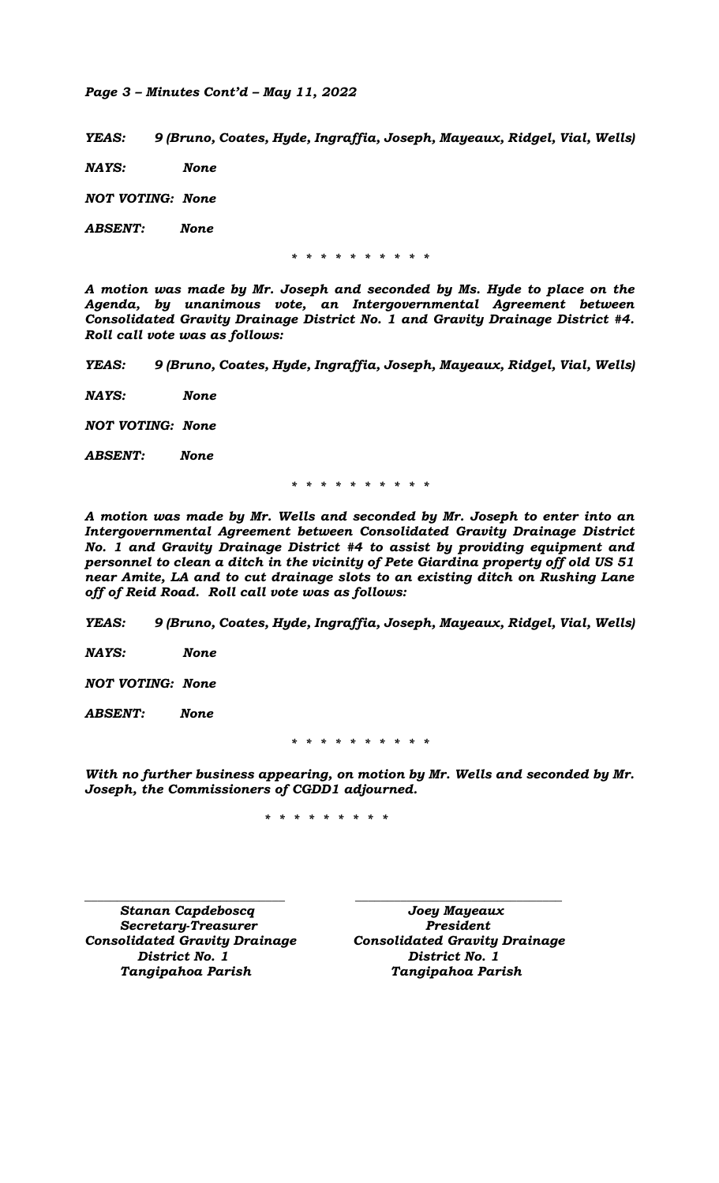*YEAS: 9 (Bruno, Coates, Hyde, Ingraffia, Joseph, Mayeaux, Ridgel, Vial, Wells)*

*NAYS: None*

*NOT VOTING: None*

*ABSENT: None*

\* \* \* \* \* \* \* \* \* \*

***A motion was made by Mr. Joseph and seconded by Ms. Hyde to place on the Agenda, by unanimous vote, an Intergovernmental Agreement between Consolidated Gravity Drainage District No. 1 and Gravity Drainage District #4. Roll call vote was as follows:***

*YEAS: 9 (Bruno, Coates, Hyde, Ingraffia, Joseph, Mayeaux, Ridgel, Vial, Wells)*

*NAYS: None*

*NOT VOTING: None*

*ABSENT: None*

\* \* \* \* \* \* \* \* \* \*

***A motion was made by Mr. Wells and seconded by Mr. Joseph to enter into an Intergovernmental Agreement between Consolidated Gravity Drainage District No. 1 and Gravity Drainage District #4 to assist by providing equipment and personnel to clean a ditch in the vicinity of Pete Giardina property off old US 51 near Amite, LA and to cut drainage slots to an existing ditch on Rushing Lane off of Reid Road. Roll call vote was as follows:***

*YEAS: 9 (Bruno, Coates, Hyde, Ingraffia, Joseph, Mayeaux, Ridgel, Vial, Wells)*

*NAYS: None*

*NOT VOTING: None*

*ABSENT: None*

\* \* \* \* \* \* \* \* \* \*

***With no further business appearing, on motion by Mr. Wells and seconded by Mr. Joseph, the Commissioners of CGDD1 adjourned.***

\* \* \* \* \* \* \* \* \*

| | |
|---|---|
| ______________________ | ______________________ |
| *Stanan Capdeboscq* | *Joey Mayeaux* |
| *Secretary-Treasurer* | *President* |
| *Consolidated Gravity Drainage District No. 1* | *Consolidated Gravity Drainage District No. 1* |
| *Tangipahoa Parish* | *Tangipahoa Parish* |